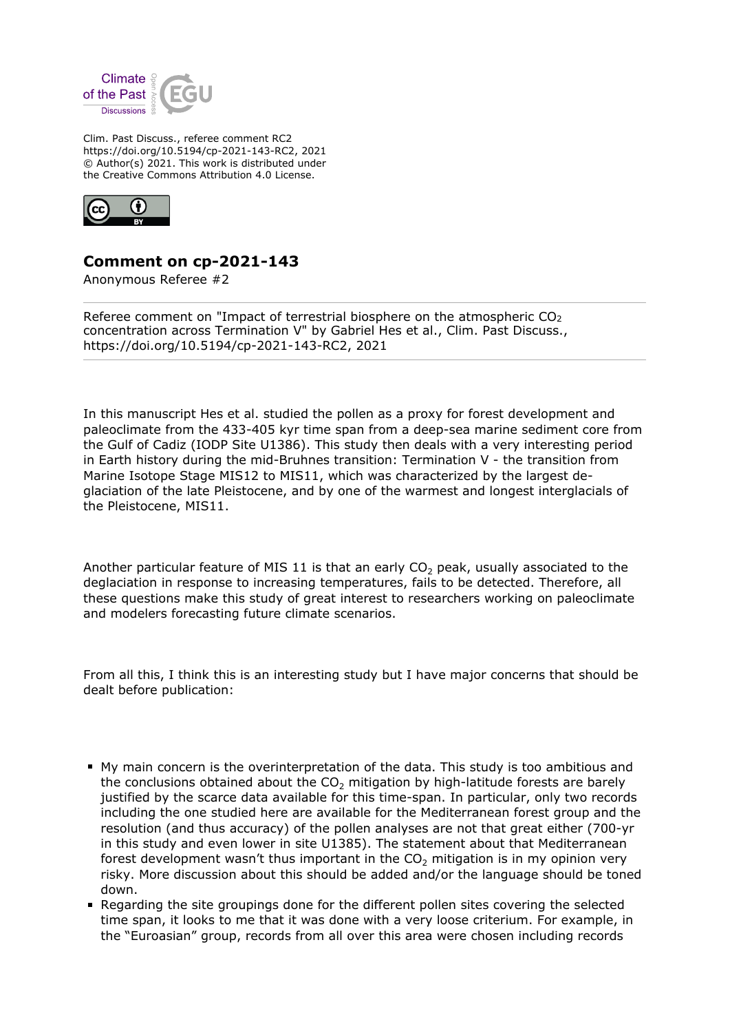Clim. Past Discuss., referee comment RC2
https://doi.org/10.5194/cp-2021-143-RC2, 2021
© Author(s) 2021. This work is distributed under
the Creative Commons Attribution 4.0 License.

# Comment on cp-2021-143

Anonymous Referee #2

Referee comment on "Impact of terrestrial biosphere on the atmospheric $CO_2$ concentration across Termination V" by Gabriel Hes et al., Clim. Past Discuss., https://doi.org/10.5194/cp-2021-143-RC2, 2021

In this manuscript Hes et al. studied the pollen as a proxy for forest development and paleoclimate from the 433-405 kyr time span from a deep-sea marine sediment core from the Gulf of Cadiz (IODP Site U1386). This study then deals with a very interesting period in Earth history during the mid-Bruhnes transition: Termination V - the transition from Marine Isotope Stage MIS12 to MIS11, which was characterized by the largest de-glaciation of the late Pleistocene, and by one of the warmest and longest interglacials of the Pleistocene, MIS11.

Another particular feature of MIS 11 is that an early $CO_2$ peak, usually associated to the deglaciation in response to increasing temperatures, fails to be detected. Therefore, all these questions make this study of great interest to researchers working on paleoclimate and modelers forecasting future climate scenarios.

From all this, I think this is an interesting study but I have major concerns that should be dealt before publication:

- My main concern is the overinterpretation of the data. This study is too ambitious and the conclusions obtained about the $CO_2$ mitigation by high-latitude forests are barely justified by the scarce data available for this time-span. In particular, only two records including the one studied here are available for the Mediterranean forest group and the resolution (and thus accuracy) of the pollen analyses are not that great either (700-yr in this study and even lower in site U1385). The statement about that Mediterranean forest development wasn't thus important in the $CO_2$ mitigation is in my opinion very risky. More discussion about this should be added and/or the language should be toned down.
- Regarding the site groupings done for the different pollen sites covering the selected time span, it looks to me that it was done with a very loose criterium. For example, in the "Euroasian" group, records from all over this area were chosen including records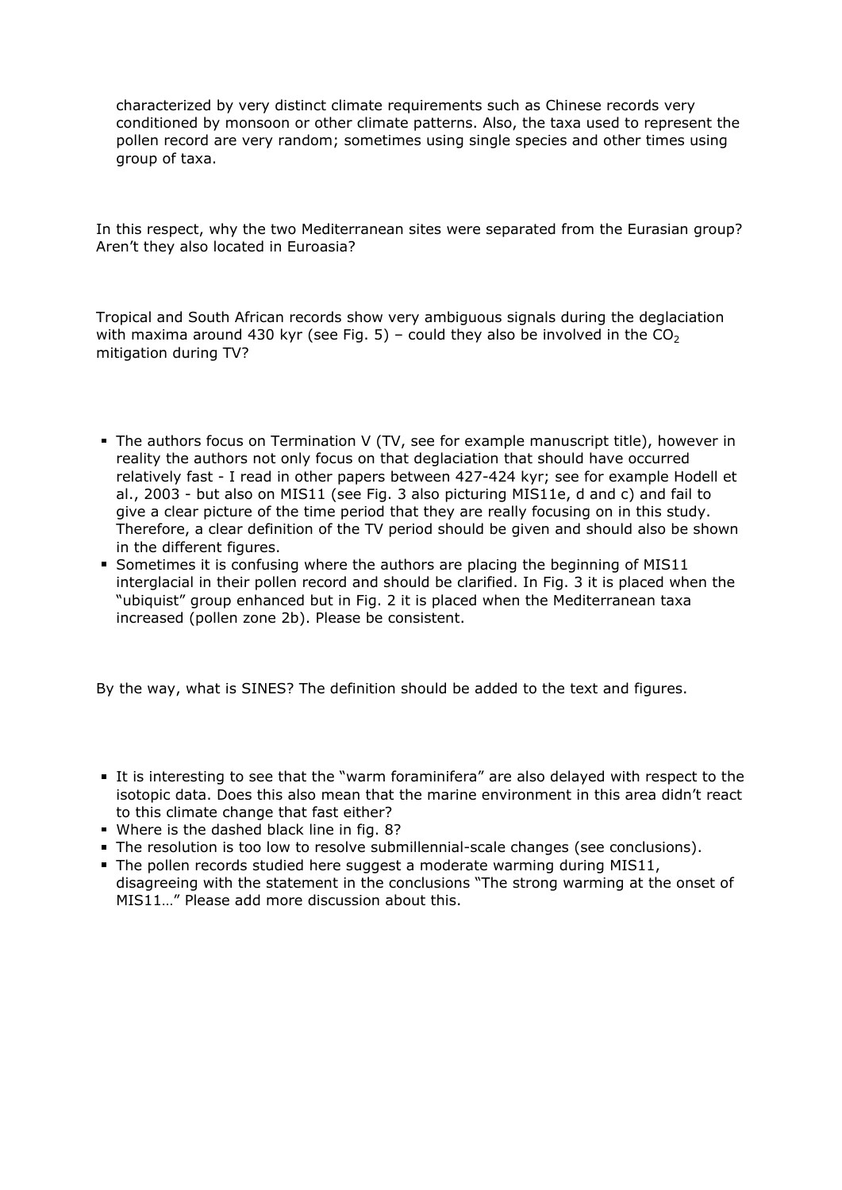characterized by very distinct climate requirements such as Chinese records very conditioned by monsoon or other climate patterns. Also, the taxa used to represent the pollen record are very random; sometimes using single species and other times using group of taxa.

In this respect, why the two Mediterranean sites were separated from the Eurasian group? Aren't they also located in Euroasia?

Tropical and South African records show very ambiguous signals during the deglaciation with maxima around 430 kyr (see Fig. 5) – could they also be involved in the $CO_2$ mitigation during TV?

- The authors focus on Termination V (TV, see for example manuscript title), however in reality the authors not only focus on that deglaciation that should have occurred relatively fast - I read in other papers between 427-424 kyr; see for example Hodell et al., 2003 - but also on MIS11 (see Fig. 3 also picturing MIS11e, d and c) and fail to give a clear picture of the time period that they are really focusing on in this study. Therefore, a clear definition of the TV period should be given and should also be shown in the different figures.
- Sometimes it is confusing where the authors are placing the beginning of MIS11 interglacial in their pollen record and should be clarified. In Fig. 3 it is placed when the "ubiquist" group enhanced but in Fig. 2 it is placed when the Mediterranean taxa increased (pollen zone 2b). Please be consistent.

By the way, what is SINES? The definition should be added to the text and figures.

- It is interesting to see that the "warm foraminifera" are also delayed with respect to the isotopic data. Does this also mean that the marine environment in this area didn't react to this climate change that fast either?
- Where is the dashed black line in fig. 8?
- The resolution is too low to resolve submillennial-scale changes (see conclusions).
- The pollen records studied here suggest a moderate warming during MIS11, disagreeing with the statement in the conclusions "The strong warming at the onset of MIS11…" Please add more discussion about this.